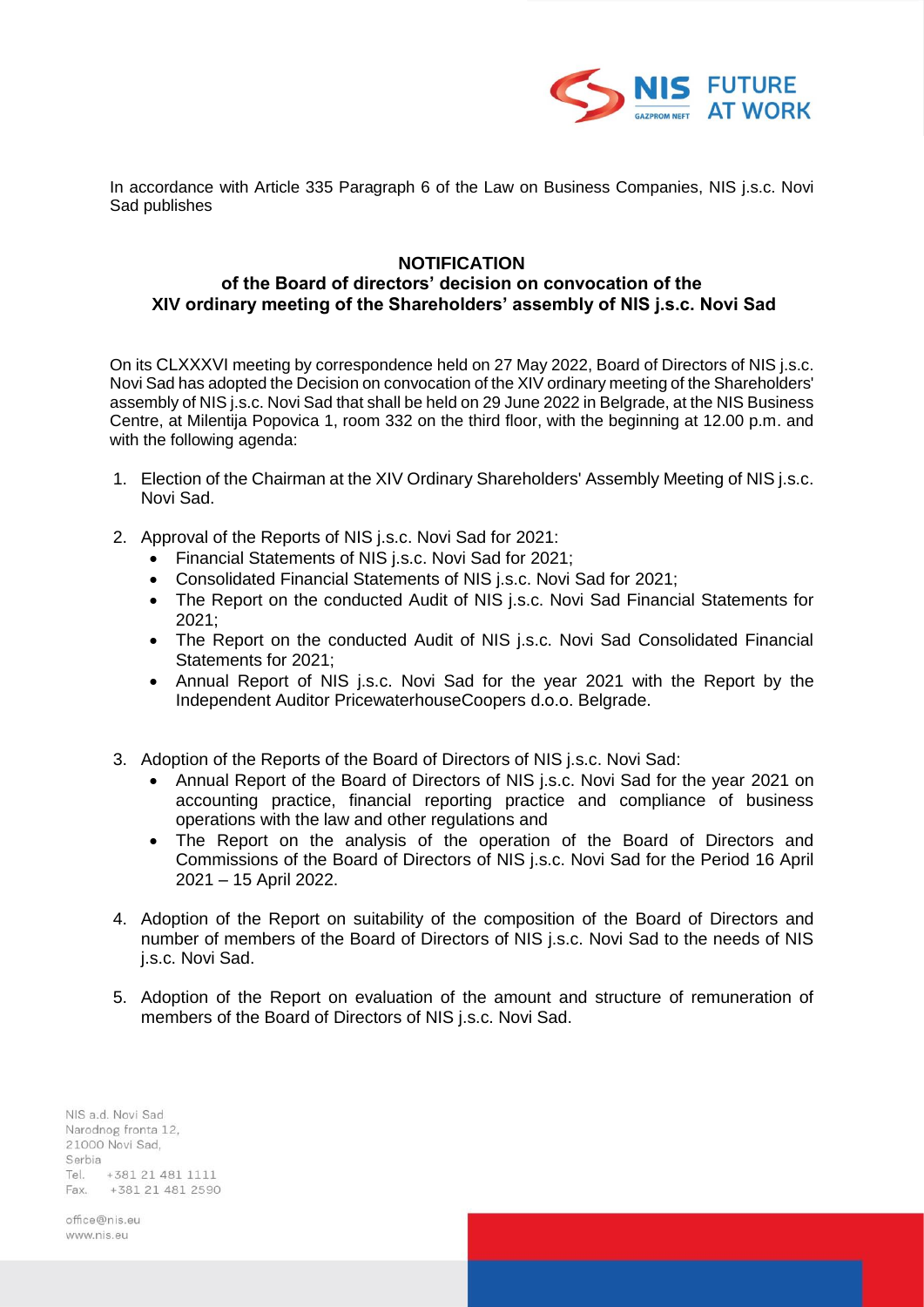In accordance with Article 335 Paragraph 6 of the Law on Business Companies, NIS j.s.c. Novi Sad publishes

# NOTIFICATION
## of the Board of directors' decision on convocation of the XIV ordinary meeting of the Shareholders' assembly of NIS j.s.c. Novi Sad

On its CLXXXVI meeting by correspondence held on 27 May 2022, Board of Directors of NIS j.s.c. Novi Sad has adopted the Decision on convocation of the XIV ordinary meeting of the Shareholders' assembly of NIS j.s.c. Novi Sad that shall be held on 29 June 2022 in Belgrade, at the NIS Business Centre, at Milentija Popovica 1, room 332 on the third floor, with the beginning at 12.00 p.m. and with the following agenda:

1. Election of the Chairman at the XIV Ordinary Shareholders' Assembly Meeting of NIS j.s.c. Novi Sad.

2. Approval of the Reports of NIS j.s.c. Novi Sad for 2021:
   - Financial Statements of NIS j.s.c. Novi Sad for 2021;
   - Consolidated Financial Statements of NIS j.s.c. Novi Sad for 2021;
   - The Report on the conducted Audit of NIS j.s.c. Novi Sad Financial Statements for 2021;
   - The Report on the conducted Audit of NIS j.s.c. Novi Sad Consolidated Financial Statements for 2021;
   - Annual Report of NIS j.s.c. Novi Sad for the year 2021 with the Report by the Independent Auditor PricewaterhouseCoopers d.o.o. Belgrade.

3. Adoption of the Reports of the Board of Directors of NIS j.s.c. Novi Sad:
   - Annual Report of the Board of Directors of NIS j.s.c. Novi Sad for the year 2021 on accounting practice, financial reporting practice and compliance of business operations with the law and other regulations and
   - The Report on the analysis of the operation of the Board of Directors and Commissions of the Board of Directors of NIS j.s.c. Novi Sad for the Period 16 April 2021 – 15 April 2022.

4. Adoption of the Report on suitability of the composition of the Board of Directors and number of members of the Board of Directors of NIS j.s.c. Novi Sad to the needs of NIS j.s.c. Novi Sad.

5. Adoption of the Report on evaluation of the amount and structure of remuneration of members of the Board of Directors of NIS j.s.c. Novi Sad.

NIS a.d. Novi Sad
Narodnog fronta 12,
21000 Novi Sad,
Serbia
Tel. +381 21 481 1111
Fax. +381 21 481 2590

office@nis.eu
www.nis.eu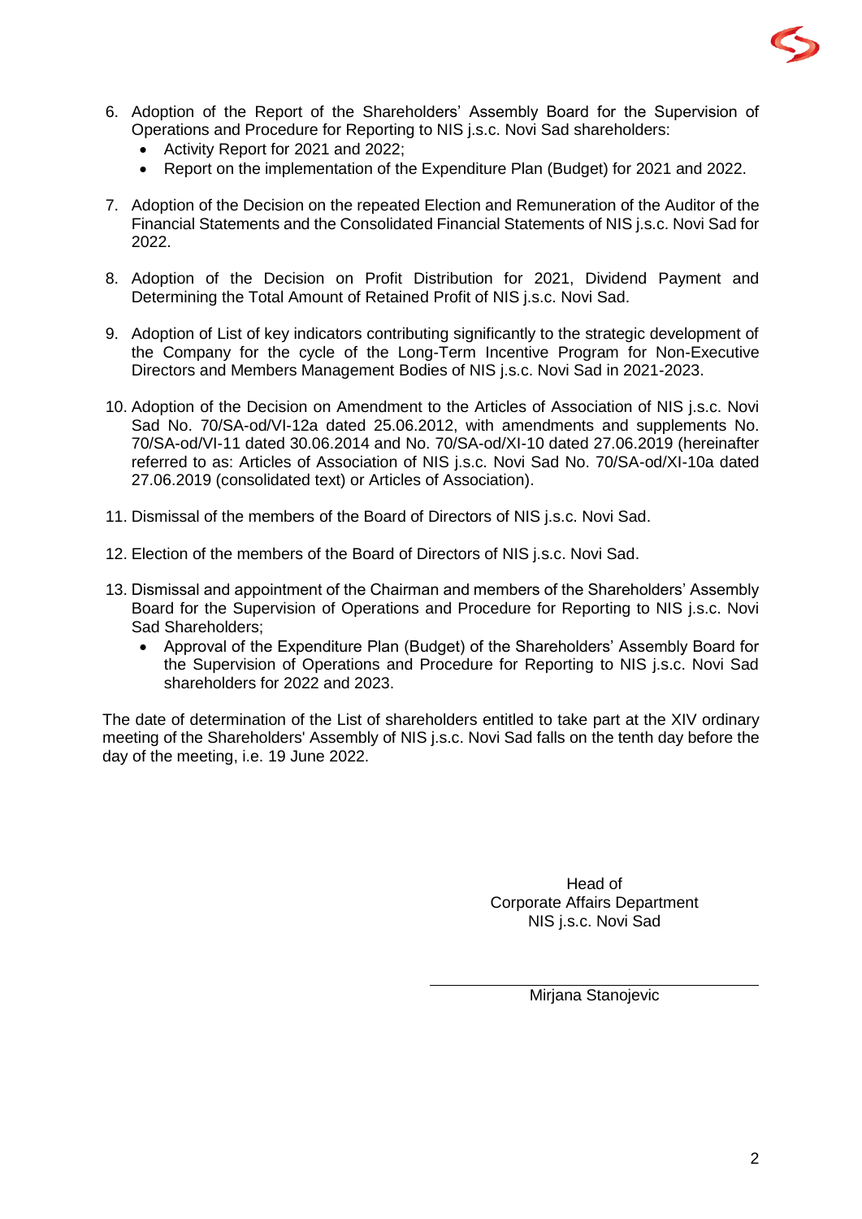6. Adoption of the Report of the Shareholders' Assembly Board for the Supervision of Operations and Procedure for Reporting to NIS j.s.c. Novi Sad shareholders:
   - Activity Report for 2021 and 2022;
   - Report on the implementation of the Expenditure Plan (Budget) for 2021 and 2022.

7. Adoption of the Decision on the repeated Election and Remuneration of the Auditor of the Financial Statements and the Consolidated Financial Statements of NIS j.s.c. Novi Sad for 2022.

8. Adoption of the Decision on Profit Distribution for 2021, Dividend Payment and Determining the Total Amount of Retained Profit of NIS j.s.c. Novi Sad.

9. Adoption of List of key indicators contributing significantly to the strategic development of the Company for the cycle of the Long-Term Incentive Program for Non-Executive Directors and Members Management Bodies of NIS j.s.c. Novi Sad in 2021-2023.

10. Adoption of the Decision on Amendment to the Articles of Association of NIS j.s.c. Novi Sad No. 70/SA-od/VI-12a dated 25.06.2012, with amendments and supplements No. 70/SA-od/VI-11 dated 30.06.2014 and No. 70/SA-od/XI-10 dated 27.06.2019 (hereinafter referred to as: Articles of Association of NIS j.s.c. Novi Sad No. 70/SA-od/XI-10a dated 27.06.2019 (consolidated text) or Articles of Association).

11. Dismissal of the members of the Board of Directors of NIS j.s.c. Novi Sad.

12. Election of the members of the Board of Directors of NIS j.s.c. Novi Sad.

13. Dismissal and appointment of the Chairman and members of the Shareholders' Assembly Board for the Supervision of Operations and Procedure for Reporting to NIS j.s.c. Novi Sad Shareholders;
    - Approval of the Expenditure Plan (Budget) of the Shareholders' Assembly Board for the Supervision of Operations and Procedure for Reporting to NIS j.s.c. Novi Sad shareholders for 2022 and 2023.

The date of determination of the List of shareholders entitled to take part at the XIV ordinary meeting of the Shareholders' Assembly of NIS j.s.c. Novi Sad falls on the tenth day before the day of the meeting, i.e. 19 June 2022.

Head of
Corporate Affairs Department
NIS j.s.c. Novi Sad

Mirjana Stanojevic